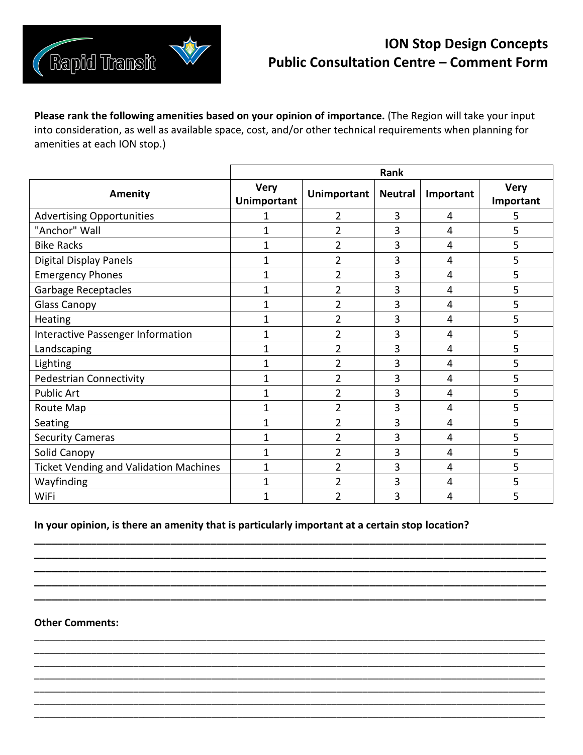Rapid Transit

# ION Stop Design Concepts
# Public Consultation Centre – Comment Form

**Please rank the following amenities based on your opinion of importance.** (The Region will take your input into consideration, as well as available space, cost, and/or other technical requirements when planning for amenities at each ION stop.)

| | Rank | | | | |
|---|---|---|---|---|---|
| **Amenity** | **Very Unimportant** | **Unimportant** | **Neutral** | **Important** | **Very Important** |
| Advertising Opportunities | 1 | 2 | 3 | 4 | 5 |
| "Anchor" Wall | 1 | 2 | 3 | 4 | 5 |
| Bike Racks | 1 | 2 | 3 | 4 | 5 |
| Digital Display Panels | 1 | 2 | 3 | 4 | 5 |
| Emergency Phones | 1 | 2 | 3 | 4 | 5 |
| Garbage Receptacles | 1 | 2 | 3 | 4 | 5 |
| Glass Canopy | 1 | 2 | 3 | 4 | 5 |
| Heating | 1 | 2 | 3 | 4 | 5 |
| Interactive Passenger Information | 1 | 2 | 3 | 4 | 5 |
| Landscaping | 1 | 2 | 3 | 4 | 5 |
| Lighting | 1 | 2 | 3 | 4 | 5 |
| Pedestrian Connectivity | 1 | 2 | 3 | 4 | 5 |
| Public Art | 1 | 2 | 3 | 4 | 5 |
| Route Map | 1 | 2 | 3 | 4 | 5 |
| Seating | 1 | 2 | 3 | 4 | 5 |
| Security Cameras | 1 | 2 | 3 | 4 | 5 |
| Solid Canopy | 1 | 2 | 3 | 4 | 5 |
| Ticket Vending and Validation Machines | 1 | 2 | 3 | 4 | 5 |
| Wayfinding | 1 | 2 | 3 | 4 | 5 |
| WiFi | 1 | 2 | 3 | 4 | 5 |

**In your opinion, is there an amenity that is particularly important at a certain stop location?**

______________________________________________________________________________
______________________________________________________________________________
______________________________________________________________________________
______________________________________________________________________________
______________________________________________________________________________

**Other Comments:**

______________________________________________________________________________
______________________________________________________________________________
______________________________________________________________________________
______________________________________________________________________________
______________________________________________________________________________
______________________________________________________________________________
______________________________________________________________________________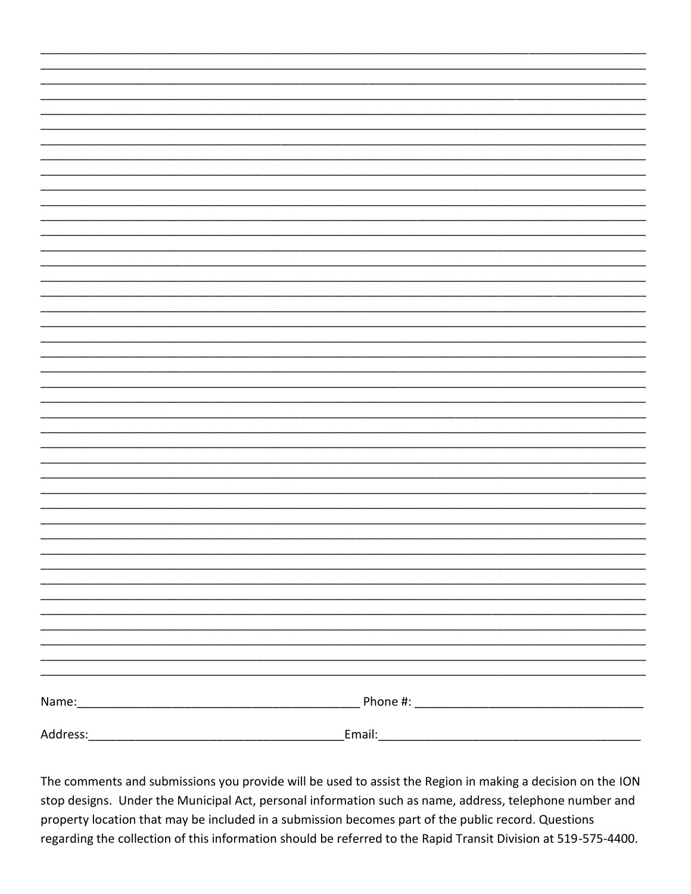Name:_________________________________________ Phone #: __________________________________

Address:______________________________________Email:______________________________________

The comments and submissions you provide will be used to assist the Region in making a decision on the ION stop designs. Under the Municipal Act, personal information such as name, address, telephone number and property location that may be included in a submission becomes part of the public record. Questions regarding the collection of this information should be referred to the Rapid Transit Division at 519-575-4400.